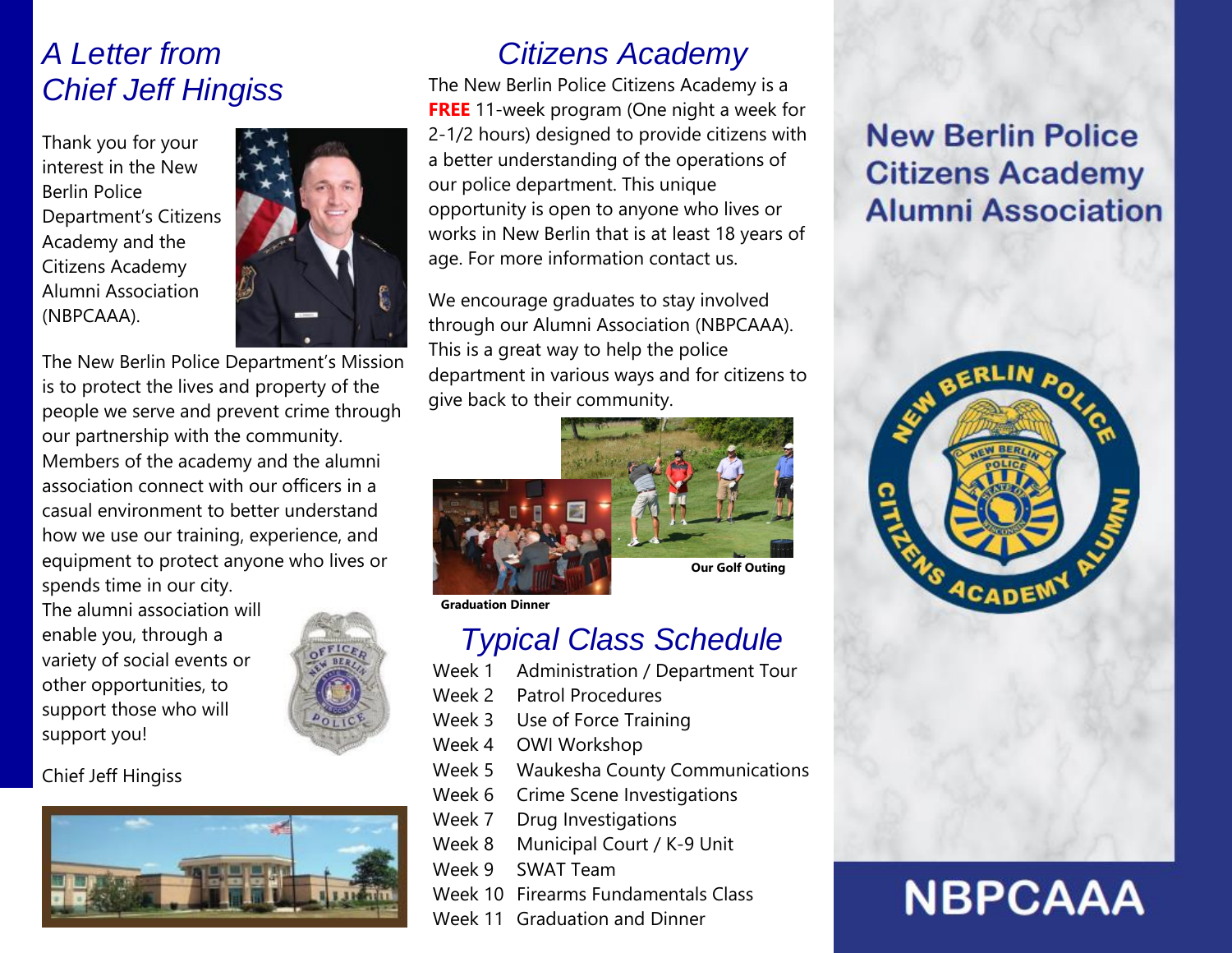## A Letter from Chief Jeff Hingiss

Thank you for your interest in the New Berlin Police Department's Citizens Academy and the Citizens Academy Alumni Association (NBPCAAA).

The New Berlin Police Department's Mission is to protect the lives and property of the people we serve and prevent crime through our partnership with the community. Members of the academy and the alumni association connect with our officers in a casual environment to better understand how we use our training, experience, and equipment to protect anyone who lives or spends time in our city.

The alumni association will enable you, through a variety of social events or other opportunities, to support those who will support you!

Chief Jeff Hingiss

## Citizens Academy

The New Berlin Police Citizens Academy is a **FREE** 11-week program (One night a week for 2-1/2 hours) designed to provide citizens with a better understanding of the operations of our police department. This unique opportunity is open to anyone who lives or works in New Berlin that is at least 18 years of age. For more information contact us.

We encourage graduates to stay involved through our Alumni Association (NBPCAAA). This is a great way to help the police department in various ways and for citizens to give back to their community.

**Our Golf Outing**

**Graduation Dinner**

## Typical Class Schedule

| | |
|---|---|
| Week 1 | Administration / Department Tour |
| Week 2 | Patrol Procedures |
| Week 3 | Use of Force Training |
| Week 4 | OWI Workshop |
| Week 5 | Waukesha County Communications |
| Week 6 | Crime Scene Investigations |
| Week 7 | Drug Investigations |
| Week 8 | Municipal Court / K-9 Unit |
| Week 9 | SWAT Team |
| Week 10 | Firearms Fundamentals Class |
| Week 11 | Graduation and Dinner |

# New Berlin Police Citizens Academy Alumni Association

# NBPCAAA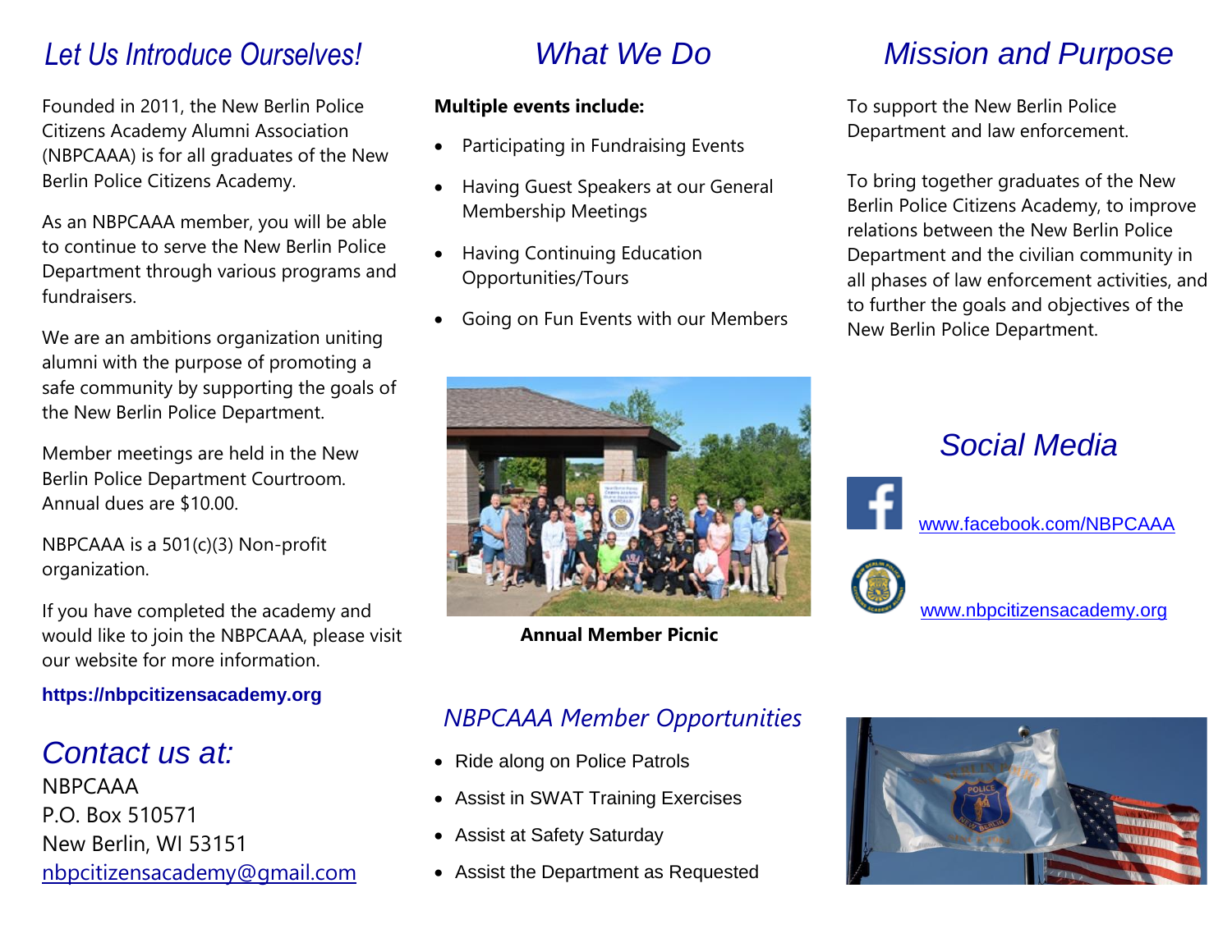## Let Us Introduce Ourselves!

Founded in 2011, the New Berlin Police Citizens Academy Alumni Association (NBPCAAA) is for all graduates of the New Berlin Police Citizens Academy.

As an NBPCAAA member, you will be able to continue to serve the New Berlin Police Department through various programs and fundraisers.

We are an ambitions organization uniting alumni with the purpose of promoting a safe community by supporting the goals of the New Berlin Police Department.

Member meetings are held in the New Berlin Police Department Courtroom. Annual dues are $10.00.

NBPCAAA is a 501(c)(3) Non-profit organization.

If you have completed the academy and would like to join the NBPCAAA, please visit our website for more information.

**https://nbpcitizensacademy.org**

## Contact us at:

NBPCAAA
P.O. Box 510571
New Berlin, WI 53151
nbpcitizensacademy@gmail.com

## What We Do

**Multiple events include:**

- Participating in Fundraising Events
- Having Guest Speakers at our General Membership Meetings
- Having Continuing Education Opportunities/Tours
- Going on Fun Events with our Members

**Annual Member Picnic**

### NBPCAAA Member Opportunities

- Ride along on Police Patrols
- Assist in SWAT Training Exercises
- Assist at Safety Saturday
- Assist the Department as Requested

## Mission and Purpose

To support the New Berlin Police Department and law enforcement.

To bring together graduates of the New Berlin Police Citizens Academy, to improve relations between the New Berlin Police Department and the civilian community in all phases of law enforcement activities, and to further the goals and objectives of the New Berlin Police Department.

## Social Media

www.facebook.com/NBPCAAA

www.nbpcitizensacademy.org